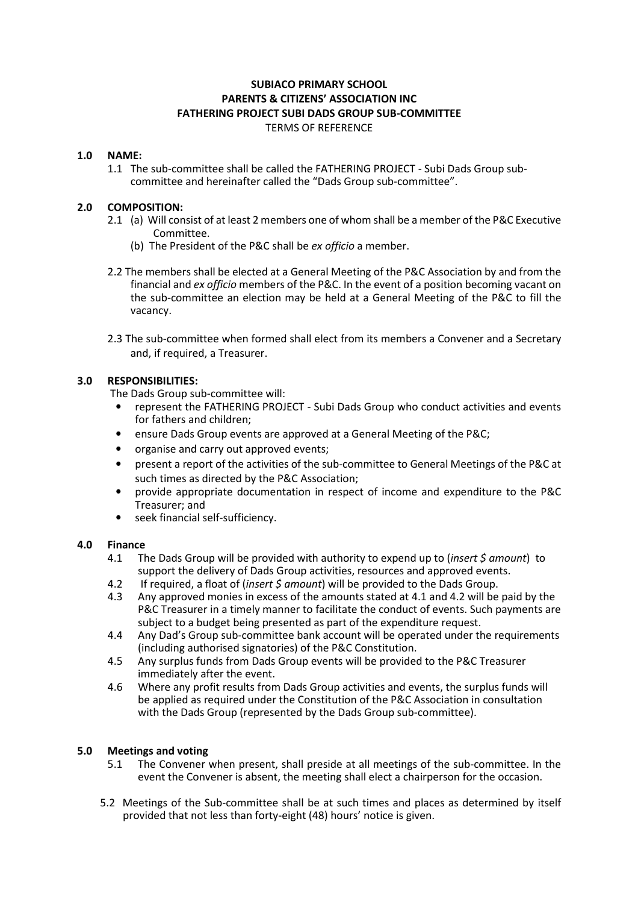**SUBIACO PRIMARY SCHOOL**
**PARENTS & CITIZENS' ASSOCIATION INC**
**FATHERING PROJECT SUBI DADS GROUP SUB-COMMITTEE**
TERMS OF REFERENCE

## 1.0 NAME:

1.1 The sub-committee shall be called the FATHERING PROJECT - Subi Dads Group sub-committee and hereinafter called the "Dads Group sub-committee".

## 2.0 COMPOSITION:

2.1 (a) Will consist of at least 2 members one of whom shall be a member of the P&C Executive Committee.
(b) The President of the P&C shall be *ex officio* a member.

2.2 The members shall be elected at a General Meeting of the P&C Association by and from the financial and *ex officio* members of the P&C. In the event of a position becoming vacant on the sub-committee an election may be held at a General Meeting of the P&C to fill the vacancy.

2.3 The sub-committee when formed shall elect from its members a Convener and a Secretary and, if required, a Treasurer.

## 3.0 RESPONSIBILITIES:

The Dads Group sub-committee will:

- represent the FATHERING PROJECT - Subi Dads Group who conduct activities and events for fathers and children;
- ensure Dads Group events are approved at a General Meeting of the P&C;
- organise and carry out approved events;
- present a report of the activities of the sub-committee to General Meetings of the P&C at such times as directed by the P&C Association;
- provide appropriate documentation in respect of income and expenditure to the P&C Treasurer; and
- seek financial self-sufficiency.

## 4.0 Finance

4.1 The Dads Group will be provided with authority to expend up to (*insert $ amount*) to support the delivery of Dads Group activities, resources and approved events.

4.2 If required, a float of (*insert $ amount*) will be provided to the Dads Group.

4.3 Any approved monies in excess of the amounts stated at 4.1 and 4.2 will be paid by the P&C Treasurer in a timely manner to facilitate the conduct of events. Such payments are subject to a budget being presented as part of the expenditure request.

4.4 Any Dad's Group sub-committee bank account will be operated under the requirements (including authorised signatories) of the P&C Constitution.

4.5 Any surplus funds from Dads Group events will be provided to the P&C Treasurer immediately after the event.

4.6 Where any profit results from Dads Group activities and events, the surplus funds will be applied as required under the Constitution of the P&C Association in consultation with the Dads Group (represented by the Dads Group sub-committee).

## 5.0 Meetings and voting

5.1 The Convener when present, shall preside at all meetings of the sub-committee. In the event the Convener is absent, the meeting shall elect a chairperson for the occasion.

5.2 Meetings of the Sub-committee shall be at such times and places as determined by itself provided that not less than forty-eight (48) hours' notice is given.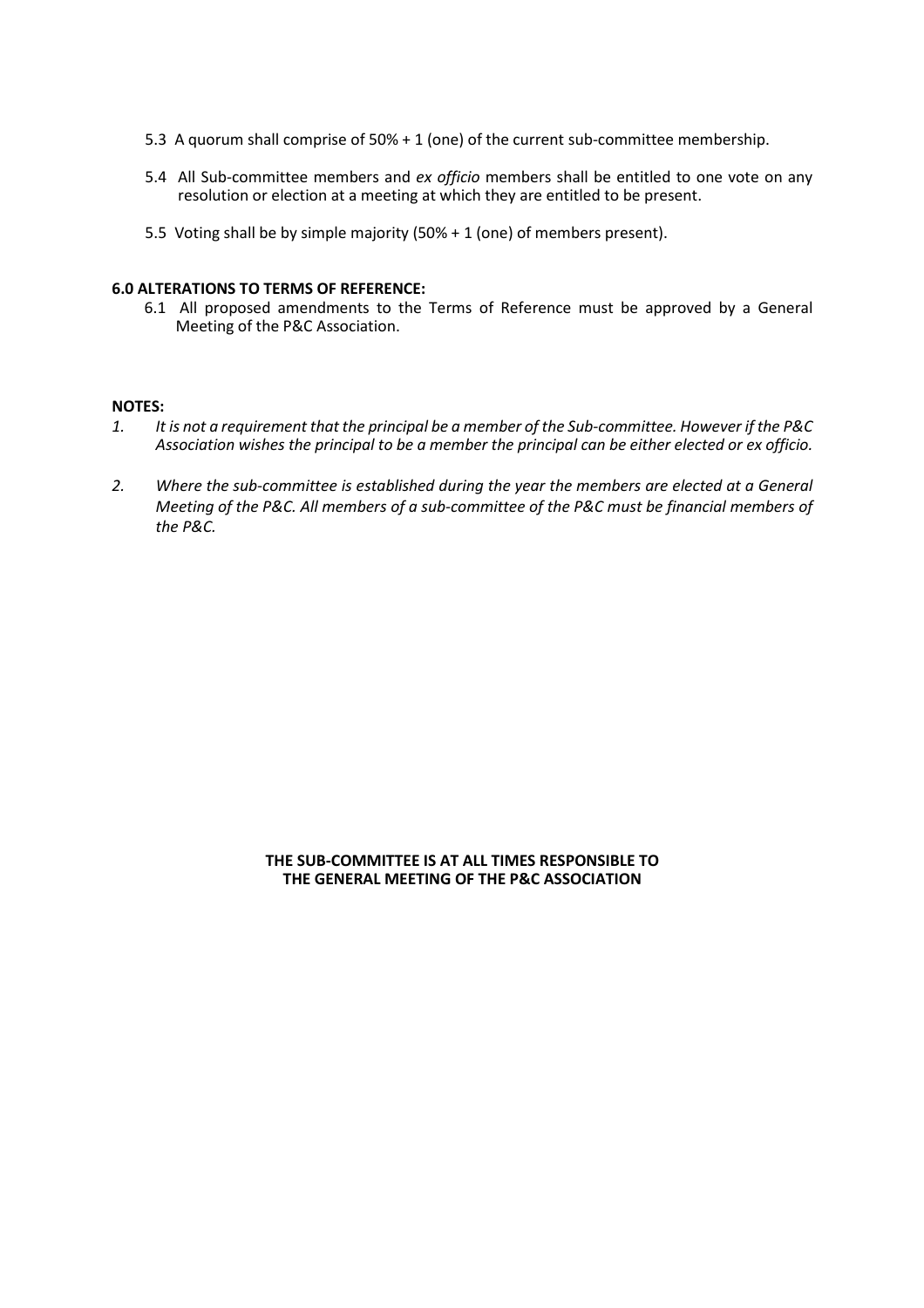5.3 A quorum shall comprise of 50% + 1 (one) of the current sub-committee membership.

5.4 All Sub-committee members and *ex officio* members shall be entitled to one vote on any resolution or election at a meeting at which they are entitled to be present.

5.5 Voting shall be by simple majority (50% + 1 (one) of members present).

**6.0 ALTERATIONS TO TERMS OF REFERENCE:**

6.1 All proposed amendments to the Terms of Reference must be approved by a General Meeting of the P&C Association.

**NOTES:**

1. *It is not a requirement that the principal be a member of the Sub-committee. However if the P&C Association wishes the principal to be a member the principal can be either elected or ex officio.*
2. *Where the sub-committee is established during the year the members are elected at a General Meeting of the P&C. All members of a sub-committee of the P&C must be financial members of the P&C.*

**THE SUB-COMMITTEE IS AT ALL TIMES RESPONSIBLE TO THE GENERAL MEETING OF THE P&C ASSOCIATION**